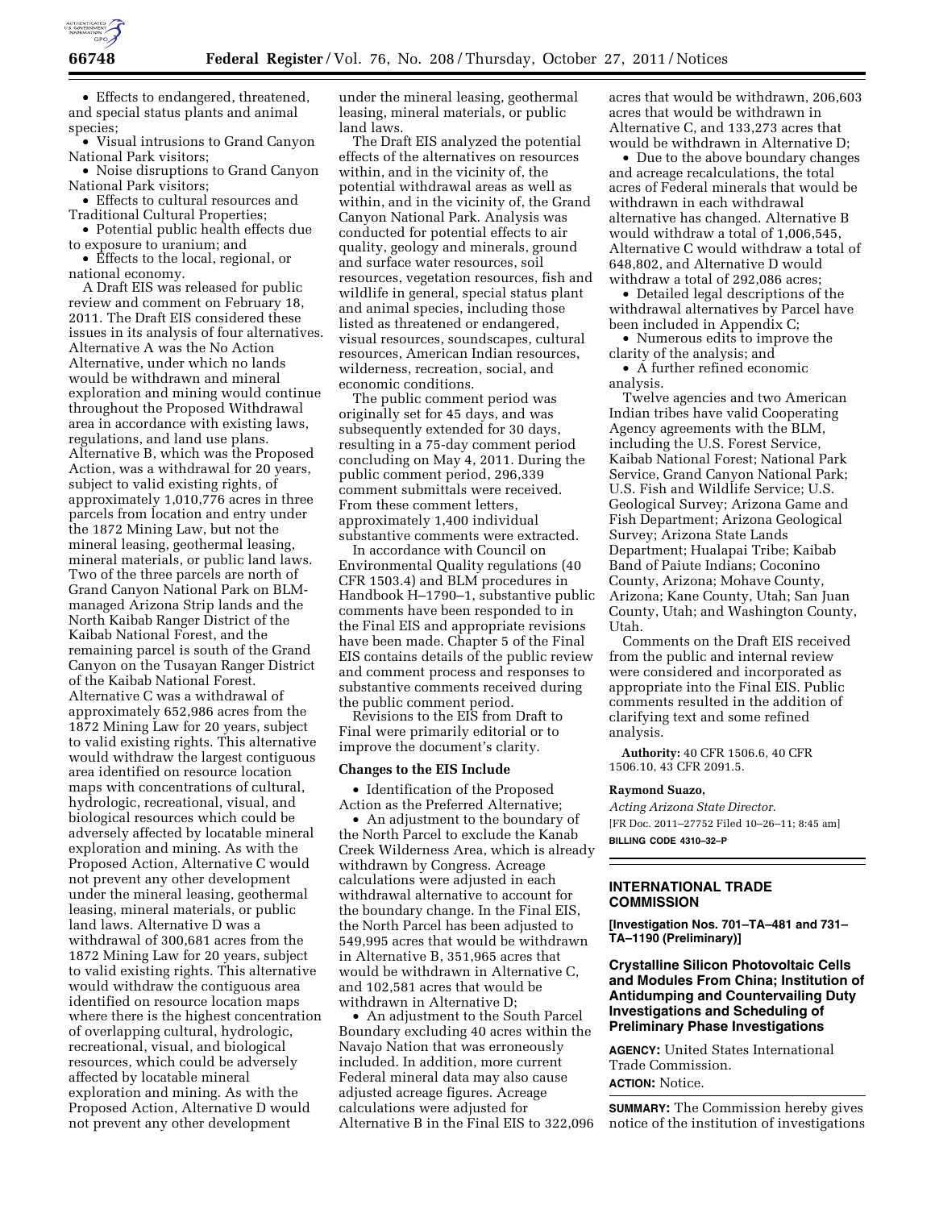- Effects to endangered, threatened, and special status plants and animal species;
- Visual intrusions to Grand Canyon National Park visitors;
- Noise disruptions to Grand Canyon National Park visitors;
- Effects to cultural resources and Traditional Cultural Properties;
- Potential public health effects due to exposure to uranium; and
- Effects to the local, regional, or national economy.

A Draft EIS was released for public review and comment on February 18, 2011. The Draft EIS considered these issues in its analysis of four alternatives. Alternative A was the No Action Alternative, under which no lands would be withdrawn and mineral exploration and mining would continue throughout the Proposed Withdrawal area in accordance with existing laws, regulations, and land use plans. Alternative B, which was the Proposed Action, was a withdrawal for 20 years, subject to valid existing rights, of approximately 1,010,776 acres in three parcels from location and entry under the 1872 Mining Law, but not the mineral leasing, geothermal leasing, mineral materials, or public land laws. Two of the three parcels are north of Grand Canyon National Park on BLM-managed Arizona Strip lands and the North Kaibab Ranger District of the Kaibab National Forest, and the remaining parcel is south of the Grand Canyon on the Tusayan Ranger District of the Kaibab National Forest. Alternative C was a withdrawal of approximately 652,986 acres from the 1872 Mining Law for 20 years, subject to valid existing rights. This alternative would withdraw the largest contiguous area identified on resource location maps with concentrations of cultural, hydrologic, recreational, visual, and biological resources which could be adversely affected by locatable mineral exploration and mining. As with the Proposed Action, Alternative C would not prevent any other development under the mineral leasing, geothermal leasing, mineral materials, or public land laws. Alternative D was a withdrawal of 300,681 acres from the 1872 Mining Law for 20 years, subject to valid existing rights. This alternative would withdraw the contiguous area identified on resource location maps where there is the highest concentration of overlapping cultural, hydrologic, recreational, visual, and biological resources, which could be adversely affected by locatable mineral exploration and mining. As with the Proposed Action, Alternative D would not prevent any other development under the mineral leasing, geothermal leasing, mineral materials, or public land laws.

The Draft EIS analyzed the potential effects of the alternatives on resources within, and in the vicinity of, the potential withdrawal areas as well as within, and in the vicinity of, the Grand Canyon National Park. Analysis was conducted for potential effects to air quality, geology and minerals, ground and surface water resources, soil resources, vegetation resources, fish and wildlife in general, special status plant and animal species, including those listed as threatened or endangered, visual resources, soundscapes, cultural resources, American Indian resources, wilderness, recreation, social, and economic conditions.

The public comment period was originally set for 45 days, and was subsequently extended for 30 days, resulting in a 75-day comment period concluding on May 4, 2011. During the public comment period, 296,339 comment submittals were received. From these comment letters, approximately 1,400 individual substantive comments were extracted.

In accordance with Council on Environmental Quality regulations (40 CFR 1503.4) and BLM procedures in Handbook H–1790–1, substantive public comments have been responded to in the Final EIS and appropriate revisions have been made. Chapter 5 of the Final EIS contains details of the public review and comment process and responses to substantive comments received during the public comment period.

Revisions to the EIS from Draft to Final were primarily editorial or to improve the document's clarity.

### Changes to the EIS Include

- Identification of the Proposed Action as the Preferred Alternative;
- An adjustment to the boundary of the North Parcel to exclude the Kanab Creek Wilderness Area, which is already withdrawn by Congress. Acreage calculations were adjusted in each withdrawal alternative to account for the boundary change. In the Final EIS, the North Parcel has been adjusted to 549,995 acres that would be withdrawn in Alternative B, 351,965 acres that would be withdrawn in Alternative C, and 102,581 acres that would be withdrawn in Alternative D;
- An adjustment to the South Parcel Boundary excluding 40 acres within the Navajo Nation that was erroneously included. In addition, more current Federal mineral data may also cause adjusted acreage figures. Acreage calculations were adjusted for Alternative B in the Final EIS to 322,096 acres that would be withdrawn, 206,603 acres that would be withdrawn in Alternative C, and 133,273 acres that would be withdrawn in Alternative D;
- Due to the above boundary changes and acreage recalculations, the total acres of Federal minerals that would be withdrawn in each withdrawal alternative has changed. Alternative B would withdraw a total of 1,006,545, Alternative C would withdraw a total of 648,802, and Alternative D would withdraw a total of 292,086 acres;
- Detailed legal descriptions of the withdrawal alternatives by Parcel have been included in Appendix C;
- Numerous edits to improve the clarity of the analysis; and
- A further refined economic analysis.

Twelve agencies and two American Indian tribes have valid Cooperating Agency agreements with the BLM, including the U.S. Forest Service, Kaibab National Forest; National Park Service, Grand Canyon National Park; U.S. Fish and Wildlife Service; U.S. Geological Survey; Arizona Game and Fish Department; Arizona Geological Survey; Arizona State Lands Department; Hualapai Tribe; Kaibab Band of Paiute Indians; Coconino County, Arizona; Mohave County, Arizona; Kane County, Utah; San Juan County, Utah; and Washington County, Utah.

Comments on the Draft EIS received from the public and internal review were considered and incorporated as appropriate into the Final EIS. Public comments resulted in the addition of clarifying text and some refined analysis.

**Authority:** 40 CFR 1506.6, 40 CFR 1506.10, 43 CFR 2091.5.

**Raymond Suazo,**

*Acting Arizona State Director.*

[FR Doc. 2011–27752 Filed 10–26–11; 8:45 am]

**BILLING CODE 4310–32–P**

## INTERNATIONAL TRADE COMMISSION

**[Investigation Nos. 701–TA–481 and 731–TA–1190 (Preliminary)]**

## Crystalline Silicon Photovoltaic Cells and Modules From China; Institution of Antidumping and Countervailing Duty Investigations and Scheduling of Preliminary Phase Investigations

**AGENCY:** United States International Trade Commission.

**ACTION:** Notice.

**SUMMARY:** The Commission hereby gives notice of the institution of investigations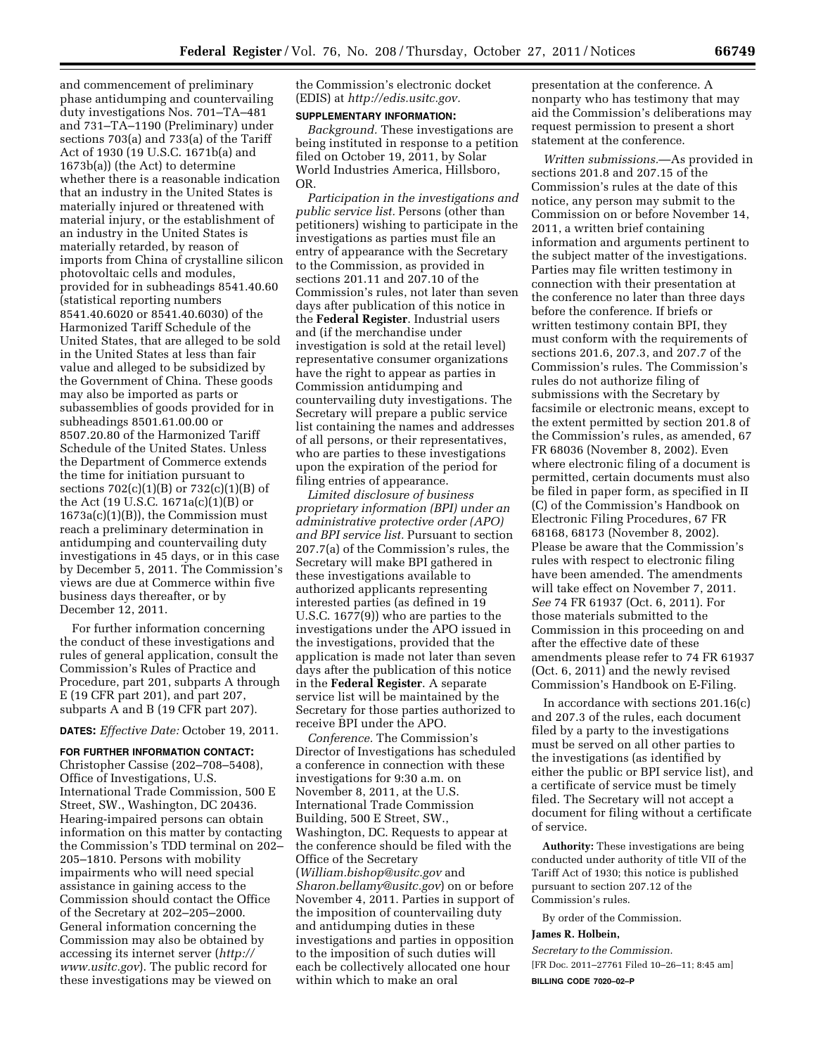and commencement of preliminary phase antidumping and countervailing duty investigations Nos. 701–TA–481 and 731–TA–1190 (Preliminary) under sections 703(a) and 733(a) of the Tariff Act of 1930 (19 U.S.C. 1671b(a) and 1673b(a)) (the Act) to determine whether there is a reasonable indication that an industry in the United States is materially injured or threatened with material injury, or the establishment of an industry in the United States is materially retarded, by reason of imports from China of crystalline silicon photovoltaic cells and modules, provided for in subheadings 8541.40.60 (statistical reporting numbers 8541.40.6020 or 8541.40.6030) of the Harmonized Tariff Schedule of the United States, that are alleged to be sold in the United States at less than fair value and alleged to be subsidized by the Government of China. These goods may also be imported as parts or subassemblies of goods provided for in subheadings 8501.61.00.00 or 8507.20.80 of the Harmonized Tariff Schedule of the United States. Unless the Department of Commerce extends the time for initiation pursuant to sections 702(c)(1)(B) or 732(c)(1)(B) of the Act (19 U.S.C. 1671a(c)(1)(B) or 1673a(c)(1)(B)), the Commission must reach a preliminary determination in antidumping and countervailing duty investigations in 45 days, or in this case by December 5, 2011. The Commission's views are due at Commerce within five business days thereafter, or by December 12, 2011.

For further information concerning the conduct of these investigations and rules of general application, consult the Commission's Rules of Practice and Procedure, part 201, subparts A through E (19 CFR part 201), and part 207, subparts A and B (19 CFR part 207).

**DATES:** *Effective Date:* October 19, 2011.

**FOR FURTHER INFORMATION CONTACT:** Christopher Cassise (202–708–5408), Office of Investigations, U.S. International Trade Commission, 500 E Street, SW., Washington, DC 20436. Hearing-impaired persons can obtain information on this matter by contacting the Commission's TDD terminal on 202–205–1810. Persons with mobility impairments who will need special assistance in gaining access to the Commission should contact the Office of the Secretary at 202–205–2000. General information concerning the Commission may also be obtained by accessing its internet server (*http://www.usitc.gov*). The public record for these investigations may be viewed on the Commission's electronic docket (EDIS) at *http://edis.usitc.gov.*

**SUPPLEMENTARY INFORMATION:**

*Background.* These investigations are being instituted in response to a petition filed on October 19, 2011, by Solar World Industries America, Hillsboro, OR.

*Participation in the investigations and public service list.* Persons (other than petitioners) wishing to participate in the investigations as parties must file an entry of appearance with the Secretary to the Commission, as provided in sections 201.11 and 207.10 of the Commission's rules, not later than seven days after publication of this notice in the **Federal Register**. Industrial users and (if the merchandise under investigation is sold at the retail level) representative consumer organizations have the right to appear as parties in Commission antidumping and countervailing duty investigations. The Secretary will prepare a public service list containing the names and addresses of all persons, or their representatives, who are parties to these investigations upon the expiration of the period for filing entries of appearance.

*Limited disclosure of business proprietary information (BPI) under an administrative protective order (APO) and BPI service list.* Pursuant to section 207.7(a) of the Commission's rules, the Secretary will make BPI gathered in these investigations available to authorized applicants representing interested parties (as defined in 19 U.S.C. 1677(9)) who are parties to the investigations under the APO issued in the investigations, provided that the application is made not later than seven days after the publication of this notice in the **Federal Register**. A separate service list will be maintained by the Secretary for those parties authorized to receive BPI under the APO.

*Conference.* The Commission's Director of Investigations has scheduled a conference in connection with these investigations for 9:30 a.m. on November 8, 2011, at the U.S. International Trade Commission Building, 500 E Street, SW., Washington, DC. Requests to appear at the conference should be filed with the Office of the Secretary (*William.bishop@usitc.gov* and *Sharon.bellamy@usitc.gov*) on or before November 4, 2011. Parties in support of the imposition of countervailing duty and antidumping duties in these investigations and parties in opposition to the imposition of such duties will each be collectively allocated one hour within which to make an oral presentation at the conference. A nonparty who has testimony that may aid the Commission's deliberations may request permission to present a short statement at the conference.

*Written submissions.*—As provided in sections 201.8 and 207.15 of the Commission's rules at the date of this notice, any person may submit to the Commission on or before November 14, 2011, a written brief containing information and arguments pertinent to the subject matter of the investigations. Parties may file written testimony in connection with their presentation at the conference no later than three days before the conference. If briefs or written testimony contain BPI, they must conform with the requirements of sections 201.6, 207.3, and 207.7 of the Commission's rules. The Commission's rules do not authorize filing of submissions with the Secretary by facsimile or electronic means, except to the extent permitted by section 201.8 of the Commission's rules, as amended, 67 FR 68036 (November 8, 2002). Even where electronic filing of a document is permitted, certain documents must also be filed in paper form, as specified in II (C) of the Commission's Handbook on Electronic Filing Procedures, 67 FR 68168, 68173 (November 8, 2002). Please be aware that the Commission's rules with respect to electronic filing have been amended. The amendments will take effect on November 7, 2011. *See* 74 FR 61937 (Oct. 6, 2011). For those materials submitted to the Commission in this proceeding on and after the effective date of these amendments please refer to 74 FR 61937 (Oct. 6, 2011) and the newly revised Commission's Handbook on E-Filing.

In accordance with sections 201.16(c) and 207.3 of the rules, each document filed by a party to the investigations must be served on all other parties to the investigations (as identified by either the public or BPI service list), and a certificate of service must be timely filed. The Secretary will not accept a document for filing without a certificate of service.

**Authority:** These investigations are being conducted under authority of title VII of the Tariff Act of 1930; this notice is published pursuant to section 207.12 of the Commission's rules.

By order of the Commission.

**James R. Holbein,**

*Secretary to the Commission.*

[FR Doc. 2011–27761 Filed 10–26–11; 8:45 am]

**BILLING CODE 7020–02–P**